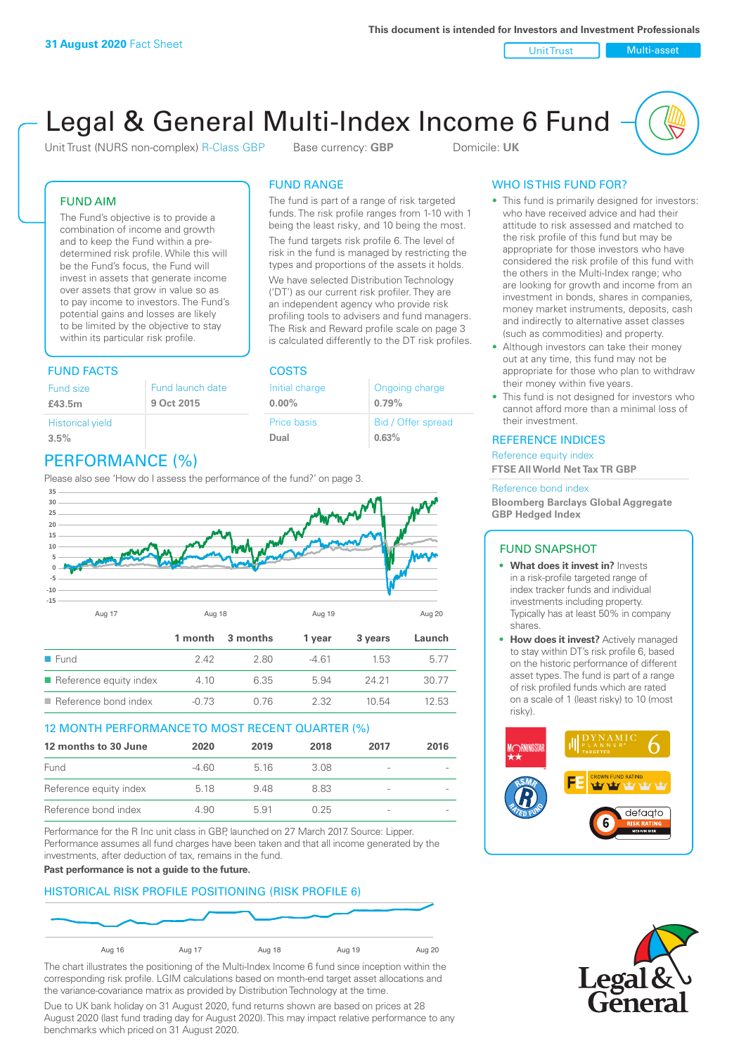31 August 2020 Fact Sheet

This document is intended for Investors and Investment Professionals

Unit Trust | Multi-asset

# Legal & General Multi-Index Income 6 Fund

Unit Trust (NURS non-complex) R-Class GBP    Base currency: **GBP**    Domicile: **UK**

## FUND AIM

The Fund's objective is to provide a combination of income and growth and to keep the Fund within a pre-determined risk profile. While this will be the Fund's focus, the Fund will invest in assets that generate income over assets that grow in value so as to pay income to investors. The Fund's potential gains and losses are likely to be limited by the objective to stay within its particular risk profile.

## FUND RANGE

The fund is part of a range of risk targeted funds. The risk profile ranges from 1-10 with 1 being the least risky, and 10 being the most.

The fund targets risk profile 6. The level of risk in the fund is managed by restricting the types and proportions of the assets it holds.

We have selected Distribution Technology ('DT') as our current risk profiler. They are an independent agency who provide risk profiling tools to advisers and fund managers. The Risk and Reward profile scale on page 3 is calculated differently to the DT risk profiles.

## FUND FACTS

| Fund size | Fund launch date |
|---|---|
| **£43.5m** | **9 Oct 2015** |
| Historical yield | |
| **3.5%** | |

## COSTS

| Initial charge | Ongoing charge |
|---|---|
| **0.00%** | **0.79%** |
| Price basis | Bid / Offer spread |
| **Dual** | **0.63%** |

## PERFORMANCE (%)

Please also see 'How do I assess the performance of the fund?' on page 3.

| | 1 month | 3 months | 1 year | 3 years | Launch |
|---|---|---|---|---|---|
| Fund | 2.42 | 2.80 | -4.61 | 1.53 | 5.77 |
| Reference equity index | 4.10 | 6.35 | 5.94 | 24.21 | 30.77 |
| Reference bond index | -0.73 | 0.76 | 2.32 | 10.54 | 12.53 |

## 12 MONTH PERFORMANCE TO MOST RECENT QUARTER (%)

| 12 months to 30 June | 2020 | 2019 | 2018 | 2017 | 2016 |
|---|---|---|---|---|---|
| Fund | -4.60 | 5.16 | 3.08 | - | - |
| Reference equity index | 5.18 | 9.48 | 8.83 | - | - |
| Reference bond index | 4.90 | 5.91 | 0.25 | - | - |

Performance for the R Inc unit class in GBP, launched on 27 March 2017. Source: Lipper. Performance assumes all fund charges have been taken and that all income generated by the investments, after deduction of tax, remains in the fund.

**Past performance is not a guide to the future.**

## HISTORICAL RISK PROFILE POSITIONING (RISK PROFILE 6)

The chart illustrates the positioning of the Multi-Index Income 6 fund since inception within the corresponding risk profile. LGIM calculations based on month-end target asset allocations and the variance-covariance matrix as provided by Distribution Technology at the time.

Due to UK bank holiday on 31 August 2020, fund returns shown are based on prices at 28 August 2020 (last fund trading day for August 2020). This may impact relative performance to any benchmarks which priced on 31 August 2020.

## WHO IS THIS FUND FOR?

- This fund is primarily designed for investors: who have received advice and had their attitude to risk assessed and matched to the risk profile of this fund but may be appropriate for those investors who have considered the risk profile of this fund with the others in the Multi-Index range; who are looking for growth and income from an investment in bonds, shares in companies, money market instruments, deposits, cash and indirectly to alternative asset classes (such as commodities) and property.
- Although investors can take their money out at any time, this fund may not be appropriate for those who plan to withdraw their money within five years.
- This fund is not designed for investors who cannot afford more than a minimal loss of their investment.

## REFERENCE INDICES

Reference equity index
**FTSE All World Net Tax TR GBP**

Reference bond index
**Bloomberg Barclays Global Aggregate GBP Hedged Index**

## FUND SNAPSHOT

- **What does it invest in?** Invests in a risk-profile targeted range of index tracker funds and individual investments including property. Typically has at least 50% in company shares.
- **How does it invest?** Actively managed to stay within DT's risk profile 6, based on the historic performance of different asset types. The fund is part of a range of risk profiled funds which are rated on a scale of 1 (least risky) to 10 (most risky).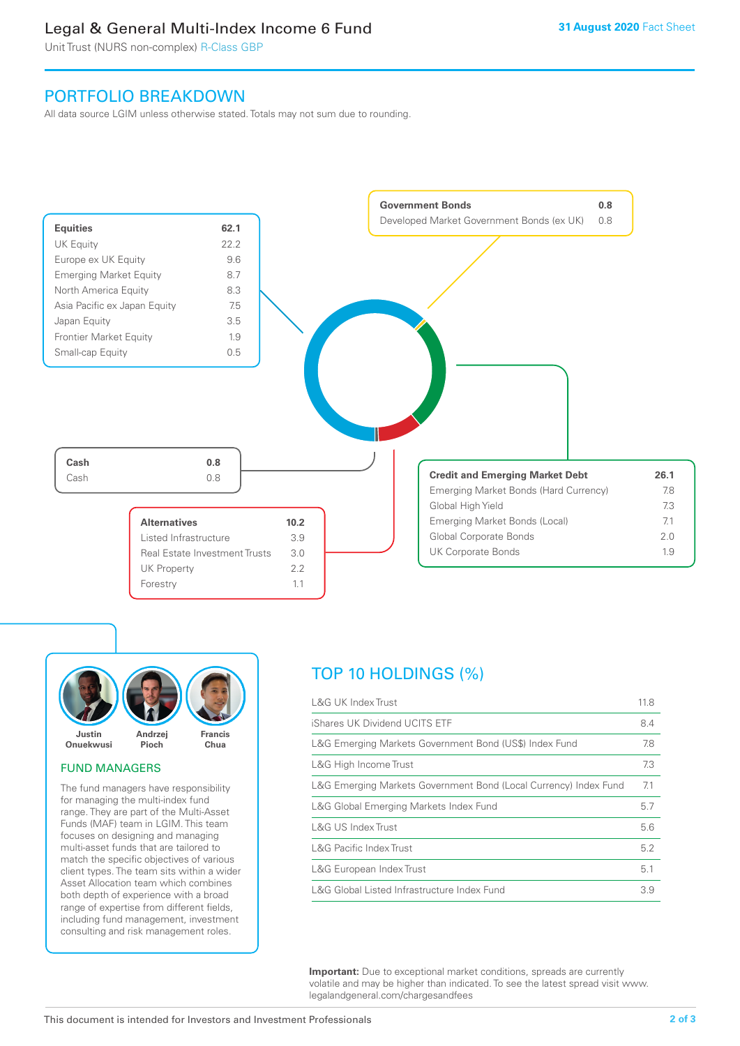# Legal & General Multi-Index Income 6 Fund

Unit Trust (NURS non-complex) R-Class GBP

**31 August 2020** Fact Sheet

## PORTFOLIO BREAKDOWN

All data source LGIM unless otherwise stated. Totals may not sum due to rounding.

| **Equities** | **62.1** |
|---|---|
| UK Equity | 22.2 |
| Europe ex UK Equity | 9.6 |
| Emerging Market Equity | 8.7 |
| North America Equity | 8.3 |
| Asia Pacific ex Japan Equity | 7.5 |
| Japan Equity | 3.5 |
| Frontier Market Equity | 1.9 |
| Small-cap Equity | 0.5 |

| **Government Bonds** | **0.8** |
|---|---|
| Developed Market Government Bonds (ex UK) | 0.8 |

| **Cash** | **0.8** |
|---|---|
| Cash | 0.8 |

| **Credit and Emerging Market Debt** | **26.1** |
|---|---|
| Emerging Market Bonds (Hard Currency) | 7.8 |
| Global High Yield | 7.3 |
| Emerging Market Bonds (Local) | 7.1 |
| Global Corporate Bonds | 2.0 |
| UK Corporate Bonds | 1.9 |

| **Alternatives** | **10.2** |
|---|---|
| Listed Infrastructure | 3.9 |
| Real Estate Investment Trusts | 3.0 |
| UK Property | 2.2 |
| Forestry | 1.1 |

Justin Onuekwusi, Andrzej Pioch, Francis Chua

### FUND MANAGERS

The fund managers have responsibility for managing the multi-index fund range. They are part of the Multi-Asset Funds (MAF) team in LGIM. This team focuses on designing and managing multi-asset funds that are tailored to match the specific objectives of various client types. The team sits within a wider Asset Allocation team which combines both depth of experience with a broad range of expertise from different fields, including fund management, investment consulting and risk management roles.

## TOP 10 HOLDINGS (%)

| Holding | % |
|---|---|
| L&G UK Index Trust | 11.8 |
| iShares UK Dividend UCITS ETF | 8.4 |
| L&G Emerging Markets Government Bond (US$) Index Fund | 7.8 |
| L&G High Income Trust | 7.3 |
| L&G Emerging Markets Government Bond (Local Currency) Index Fund | 7.1 |
| L&G Global Emerging Markets Index Fund | 5.7 |
| L&G US Index Trust | 5.6 |
| L&G Pacific Index Trust | 5.2 |
| L&G European Index Trust | 5.1 |
| L&G Global Listed Infrastructure Index Fund | 3.9 |

**Important:** Due to exceptional market conditions, spreads are currently volatile and may be higher than indicated. To see the latest spread visit www.legalandgeneral.com/chargesandfees

This document is intended for Investors and Investment Professionals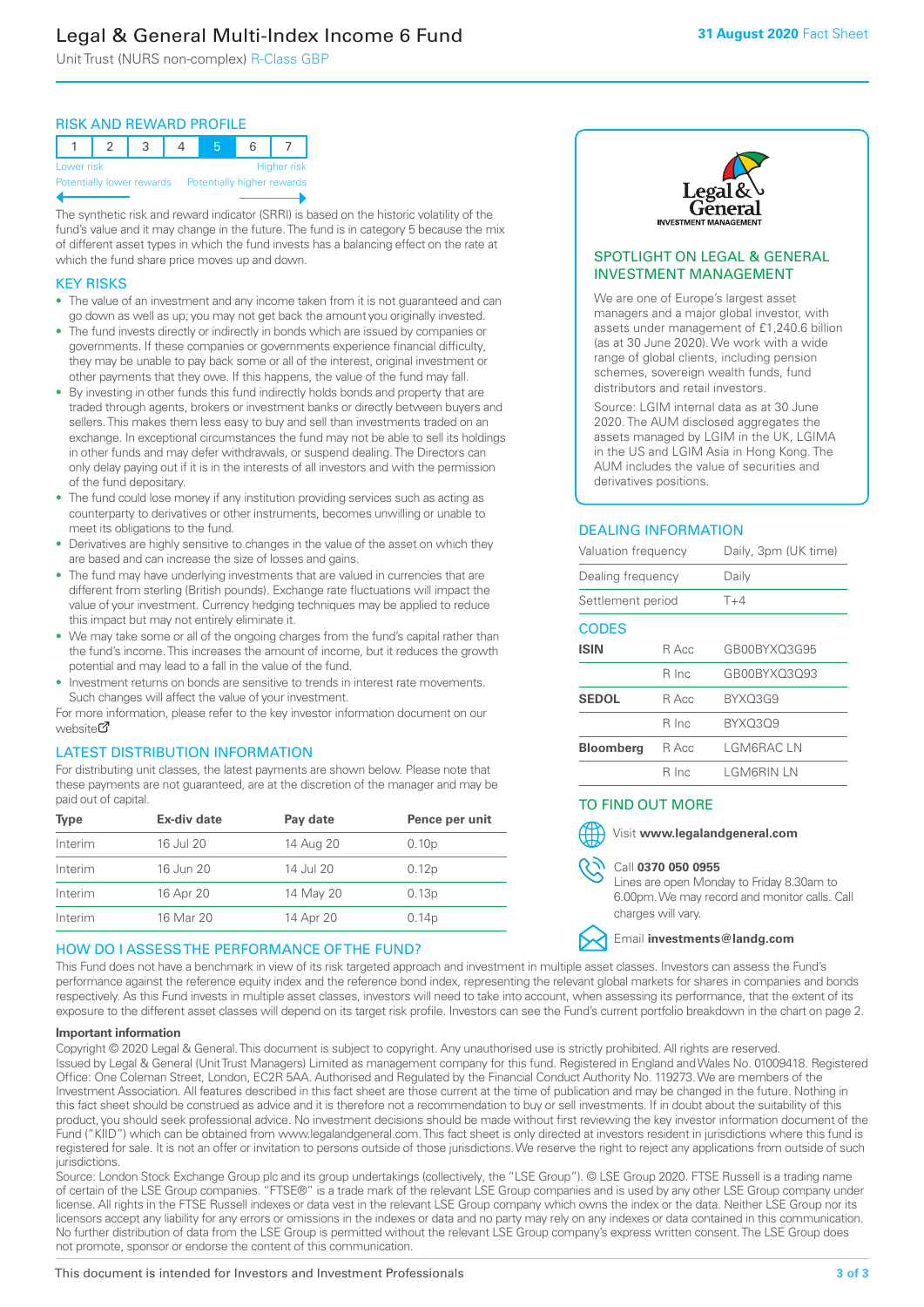# Legal & General Multi-Index Income 6 Fund

Unit Trust (NURS non-complex) R-Class GBP

**31 August 2020** Fact Sheet

## RISK AND REWARD PROFILE

| 1 | 2 | 3 | 4 | 5 | 6 | 7 |
|---|---|---|---|---|---|---|

Lower risk — Higher risk

Potentially lower rewards — Potentially higher rewards

The synthetic risk and reward indicator (SRRI) is based on the historic volatility of the fund's value and it may change in the future. The fund is in category 5 because the mix of different asset types in which the fund invests has a balancing effect on the rate at which the fund share price moves up and down.

## KEY RISKS

- The value of an investment and any income taken from it is not guaranteed and can go down as well as up; you may not get back the amount you originally invested.
- The fund invests directly or indirectly in bonds which are issued by companies or governments. If these companies or governments experience financial difficulty, they may be unable to pay back some or all of the interest, original investment or other payments that they owe. If this happens, the value of the fund may fall.
- By investing in other funds this fund indirectly holds bonds and property that are traded through agents, brokers or investment banks or directly between buyers and sellers. This makes them less easy to buy and sell than investments traded on an exchange. In exceptional circumstances the fund may not be able to sell its holdings in other funds and may defer withdrawals, or suspend dealing. The Directors can only delay paying out if it is in the interests of all investors and with the permission of the fund depositary.
- The fund could lose money if any institution providing services such as acting as counterparty to derivatives or other instruments, becomes unwilling or unable to meet its obligations to the fund.
- Derivatives are highly sensitive to changes in the value of the asset on which they are based and can increase the size of losses and gains.
- The fund may have underlying investments that are valued in currencies that are different from sterling (British pounds). Exchange rate fluctuations will impact the value of your investment. Currency hedging techniques may be applied to reduce this impact but may not entirely eliminate it.
- We may take some or all of the ongoing charges from the fund's capital rather than the fund's income. This increases the amount of income, but it reduces the growth potential and may lead to a fall in the value of the fund.
- Investment returns on bonds are sensitive to trends in interest rate movements. Such changes will affect the value of your investment.

For more information, please refer to the key investor information document on our website

## LATEST DISTRIBUTION INFORMATION

For distributing unit classes, the latest payments are shown below. Please note that these payments are not guaranteed, are at the discretion of the manager and may be paid out of capital.

| Type | Ex-div date | Pay date | Pence per unit |
|---|---|---|---|
| Interim | 16 Jul 20 | 14 Aug 20 | 0.10p |
| Interim | 16 Jun 20 | 14 Jul 20 | 0.12p |
| Interim | 16 Apr 20 | 14 May 20 | 0.13p |
| Interim | 16 Mar 20 | 14 Apr 20 | 0.14p |

## SPOTLIGHT ON LEGAL & GENERAL INVESTMENT MANAGEMENT

We are one of Europe's largest asset managers and a major global investor, with assets under management of £1,240.6 billion (as at 30 June 2020). We work with a wide range of global clients, including pension schemes, sovereign wealth funds, fund distributors and retail investors.

Source: LGIM internal data as at 30 June 2020. The AUM disclosed aggregates the assets managed by LGIM in the UK, LGIMA in the US and LGIM Asia in Hong Kong. The AUM includes the value of securities and derivatives positions.

## DEALING INFORMATION

| | |
|---|---|
| Valuation frequency | Daily, 3pm (UK time) |
| Dealing frequency | Daily |
| Settlement period | T+4 |

## CODES

| | | |
|---|---|---|
| **ISIN** | R Acc | GB00BYXQ3G95 |
| | R Inc | GB00BYXQ3Q93 |
| **SEDOL** | R Acc | BYXQ3G9 |
| | R Inc | BYXQ3Q9 |
| **Bloomberg** | R Acc | LGM6RAC LN |
| | R Inc | LGM6RIN LN |

## TO FIND OUT MORE

Visit **www.legalandgeneral.com**

Call **0370 050 0955**
Lines are open Monday to Friday 8.30am to 6.00pm. We may record and monitor calls. Call charges will vary.

Email **investments@landg.com**

## HOW DO I ASSESS THE PERFORMANCE OF THE FUND?

This Fund does not have a benchmark in view of its risk targeted approach and investment in multiple asset classes. Investors can assess the Fund's performance against the reference equity index and the reference bond index, representing the relevant global markets for shares in companies and bonds respectively. As this Fund invests in multiple asset classes, investors will need to take into account, when assessing its performance, that the extent of its exposure to the different asset classes will depend on its target risk profile. Investors can see the Fund's current portfolio breakdown in the chart on page 2.

### Important information

Copyright © 2020 Legal & General. This document is subject to copyright. Any unauthorised use is strictly prohibited. All rights are reserved.
Issued by Legal & General (Unit Trust Managers) Limited as management company for this fund. Registered in England and Wales No. 01009418. Registered Office: One Coleman Street, London, EC2R 5AA. Authorised and Regulated by the Financial Conduct Authority No. 119273. We are members of the Investment Association. All features described in this fact sheet are those current at the time of publication and may be changed in the future. Nothing in this fact sheet should be construed as advice and it is therefore not a recommendation to buy or sell investments. If in doubt about the suitability of this product, you should seek professional advice. No investment decisions should be made without first reviewing the key investor information document of the Fund ("KIID") which can be obtained from www.legalandgeneral.com. This fact sheet is only directed at investors resident in jurisdictions where this fund is registered for sale. It is not an offer or invitation to persons outside of those jurisdictions. We reserve the right to reject any applications from outside of such jurisdictions.
Source: London Stock Exchange Group plc and its group undertakings (collectively, the "LSE Group"). © LSE Group 2020. FTSE Russell is a trading name of certain of the LSE Group companies. "FTSE®" is a trade mark of the relevant LSE Group companies and is used by any other LSE Group company under license. All rights in the FTSE Russell indexes or data vest in the relevant LSE Group company which owns the index or the data. Neither LSE Group nor its licensors accept any liability for any errors or omissions in the indexes or data and no party may rely on any indexes or data contained in this communication. No further distribution of data from the LSE Group is permitted without the relevant LSE Group company's express written consent. The LSE Group does not promote, sponsor or endorse the content of this communication.

This document is intended for Investors and Investment Professionals